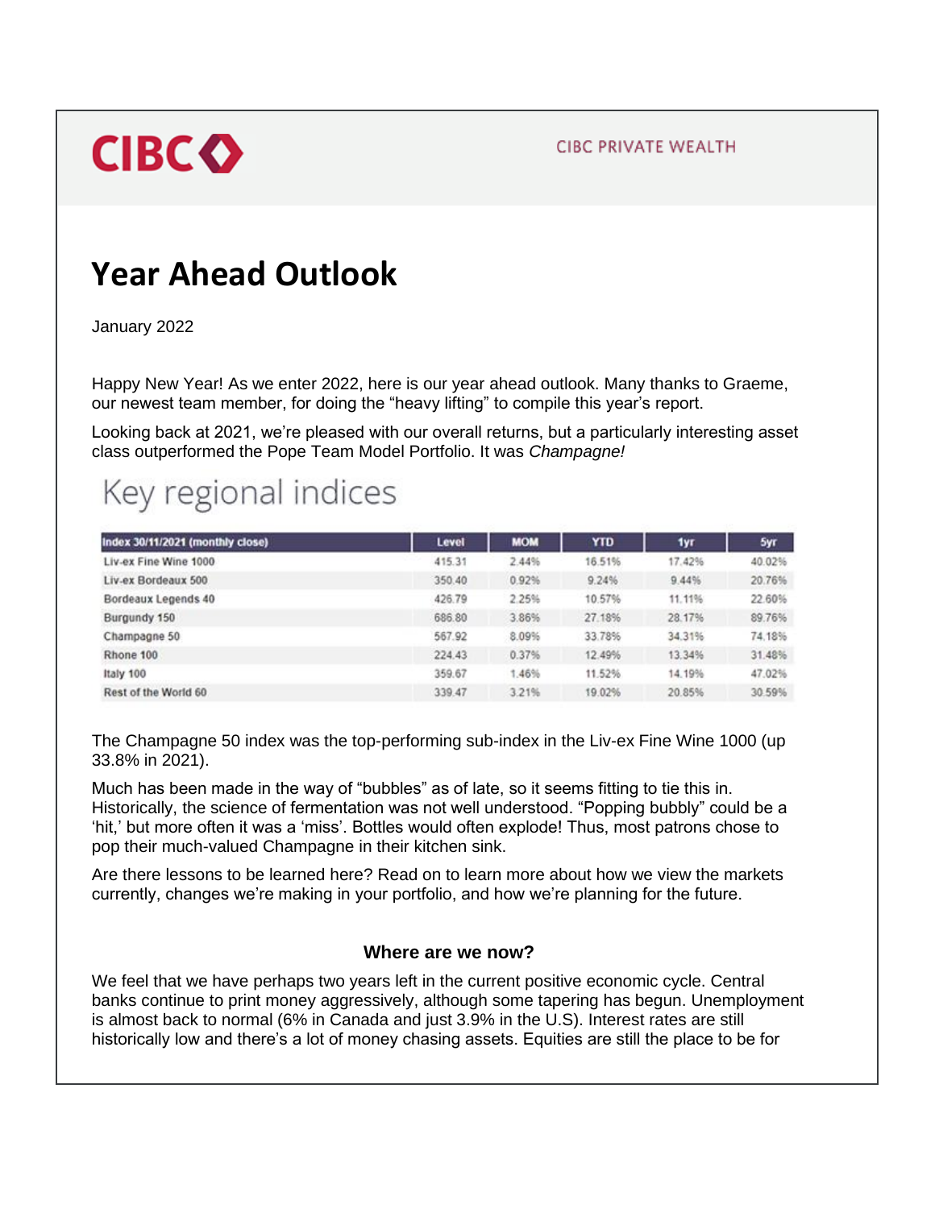CIBC

CIBC PRIVATE WEALTH

# Year Ahead Outlook

January 2022

Happy New Year! As we enter 2022, here is our year ahead outlook. Many thanks to Graeme, our newest team member, for doing the "heavy lifting" to compile this year's report.

Looking back at 2021, we're pleased with our overall returns, but a particularly interesting asset class outperformed the Pope Team Model Portfolio. It was *Champagne!*

## Key regional indices

| Index 30/11/2021 (monthly close) | Level | MOM | YTD | 1yr | 5yr |
|---|---|---|---|---|---|
| Liv-ex Fine Wine 1000 | 415.31 | 2.44% | 16.51% | 17.42% | 40.02% |
| Liv-ex Bordeaux 500 | 350.40 | 0.92% | 9.24% | 9.44% | 20.76% |
| Bordeaux Legends 40 | 426.79 | 2.25% | 10.57% | 11.11% | 22.60% |
| Burgundy 150 | 686.80 | 3.86% | 27.18% | 28.17% | 89.76% |
| Champagne 50 | 567.92 | 8.09% | 33.78% | 34.31% | 74.18% |
| Rhone 100 | 224.43 | 0.37% | 12.49% | 13.34% | 31.48% |
| Italy 100 | 359.67 | 1.46% | 11.52% | 14.19% | 47.02% |
| Rest of the World 60 | 339.47 | 3.21% | 19.02% | 20.85% | 30.59% |

The Champagne 50 index was the top-performing sub-index in the Liv-ex Fine Wine 1000 (up 33.8% in 2021).

Much has been made in the way of "bubbles" as of late, so it seems fitting to tie this in. Historically, the science of fermentation was not well understood. "Popping bubbly" could be a 'hit,' but more often it was a 'miss'. Bottles would often explode! Thus, most patrons chose to pop their much-valued Champagne in their kitchen sink.

Are there lessons to be learned here? Read on to learn more about how we view the markets currently, changes we're making in your portfolio, and how we're planning for the future.

### Where are we now?

We feel that we have perhaps two years left in the current positive economic cycle. Central banks continue to print money aggressively, although some tapering has begun. Unemployment is almost back to normal (6% in Canada and just 3.9% in the U.S). Interest rates are still historically low and there's a lot of money chasing assets. Equities are still the place to be for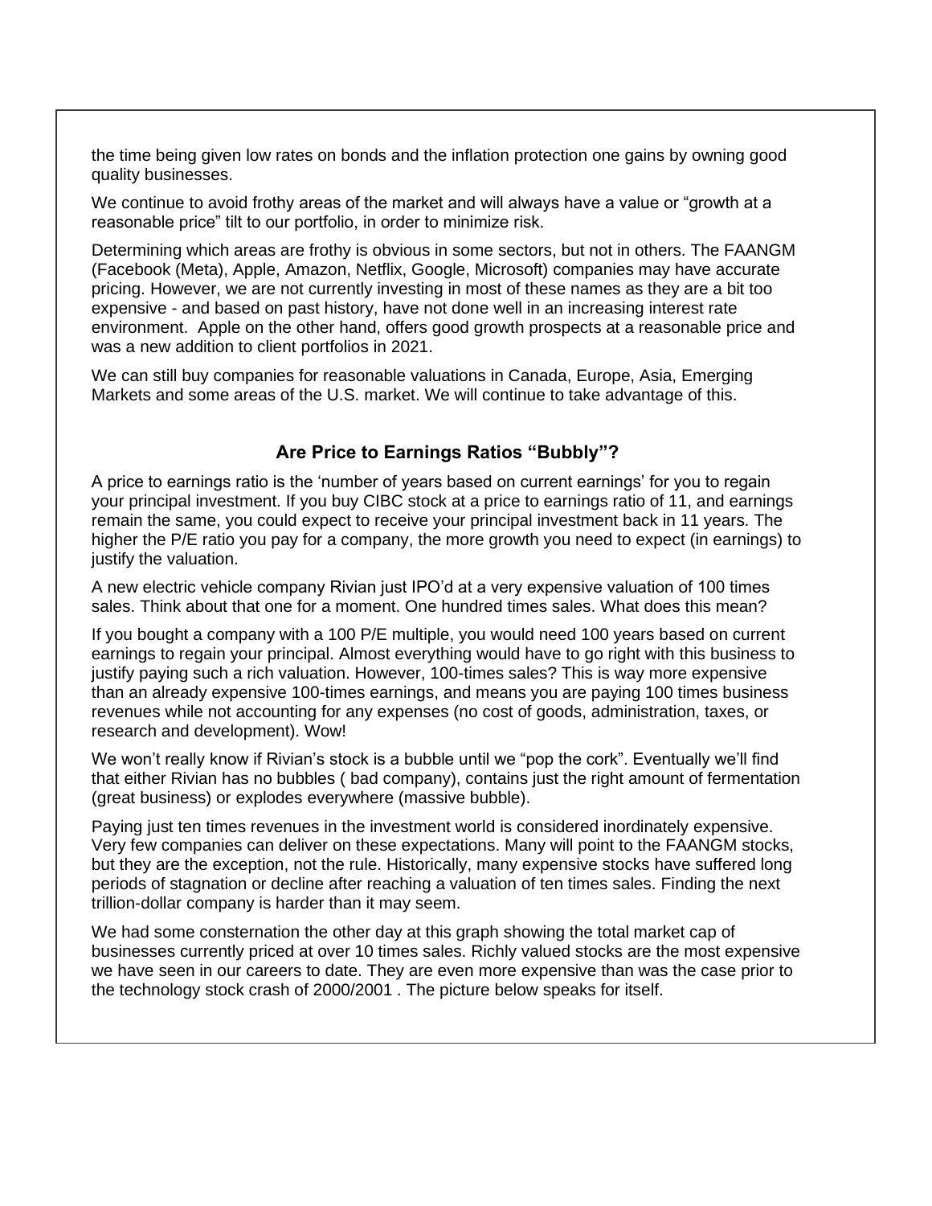the time being given low rates on bonds and the inflation protection one gains by owning good quality businesses.

We continue to avoid frothy areas of the market and will always have a value or "growth at a reasonable price" tilt to our portfolio, in order to minimize risk.

Determining which areas are frothy is obvious in some sectors, but not in others. The FAANGM (Facebook (Meta), Apple, Amazon, Netflix, Google, Microsoft) companies may have accurate pricing. However, we are not currently investing in most of these names as they are a bit too expensive - and based on past history, have not done well in an increasing interest rate environment. Apple on the other hand, offers good growth prospects at a reasonable price and was a new addition to client portfolios in 2021.

We can still buy companies for reasonable valuations in Canada, Europe, Asia, Emerging Markets and some areas of the U.S. market. We will continue to take advantage of this.

## Are Price to Earnings Ratios "Bubbly"?

A price to earnings ratio is the 'number of years based on current earnings' for you to regain your principal investment. If you buy CIBC stock at a price to earnings ratio of 11, and earnings remain the same, you could expect to receive your principal investment back in 11 years. The higher the P/E ratio you pay for a company, the more growth you need to expect (in earnings) to justify the valuation.

A new electric vehicle company Rivian just IPO'd at a very expensive valuation of 100 times sales. Think about that one for a moment. One hundred times sales. What does this mean?

If you bought a company with a 100 P/E multiple, you would need 100 years based on current earnings to regain your principal. Almost everything would have to go right with this business to justify paying such a rich valuation. However, 100-times sales? This is way more expensive than an already expensive 100-times earnings, and means you are paying 100 times business revenues while not accounting for any expenses (no cost of goods, administration, taxes, or research and development). Wow!

We won't really know if Rivian's stock is a bubble until we "pop the cork". Eventually we'll find that either Rivian has no bubbles ( bad company), contains just the right amount of fermentation (great business) or explodes everywhere (massive bubble).

Paying just ten times revenues in the investment world is considered inordinately expensive. Very few companies can deliver on these expectations. Many will point to the FAANGM stocks, but they are the exception, not the rule. Historically, many expensive stocks have suffered long periods of stagnation or decline after reaching a valuation of ten times sales. Finding the next trillion-dollar company is harder than it may seem.

We had some consternation the other day at this graph showing the total market cap of businesses currently priced at over 10 times sales. Richly valued stocks are the most expensive we have seen in our careers to date. They are even more expensive than was the case prior to the technology stock crash of 2000/2001 . The picture below speaks for itself.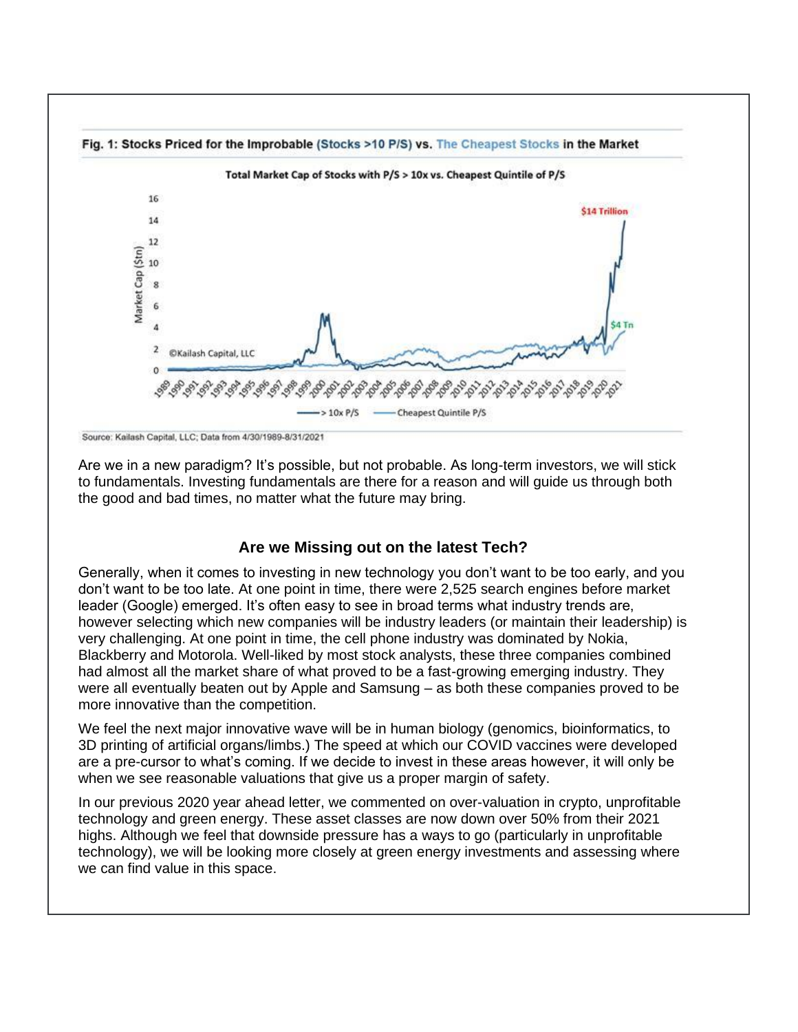**Fig. 1: Stocks Priced for the Improbable (Stocks >10 P/S) vs. The Cheapest Stocks in the Market**

Source: Kailash Capital, LLC; Data from 4/30/1989-8/31/2021

Are we in a new paradigm? It's possible, but not probable. As long-term investors, we will stick to fundamentals. Investing fundamentals are there for a reason and will guide us through both the good and bad times, no matter what the future may bring.

## Are we Missing out on the latest Tech?

Generally, when it comes to investing in new technology you don't want to be too early, and you don't want to be too late. At one point in time, there were 2,525 search engines before market leader (Google) emerged. It's often easy to see in broad terms what industry trends are, however selecting which new companies will be industry leaders (or maintain their leadership) is very challenging. At one point in time, the cell phone industry was dominated by Nokia, Blackberry and Motorola. Well-liked by most stock analysts, these three companies combined had almost all the market share of what proved to be a fast-growing emerging industry. They were all eventually beaten out by Apple and Samsung – as both these companies proved to be more innovative than the competition.

We feel the next major innovative wave will be in human biology (genomics, bioinformatics, to 3D printing of artificial organs/limbs.) The speed at which our COVID vaccines were developed are a pre-cursor to what's coming. If we decide to invest in these areas however, it will only be when we see reasonable valuations that give us a proper margin of safety.

In our previous 2020 year ahead letter, we commented on over-valuation in crypto, unprofitable technology and green energy. These asset classes are now down over 50% from their 2021 highs. Although we feel that downside pressure has a ways to go (particularly in unprofitable technology), we will be looking more closely at green energy investments and assessing where we can find value in this space.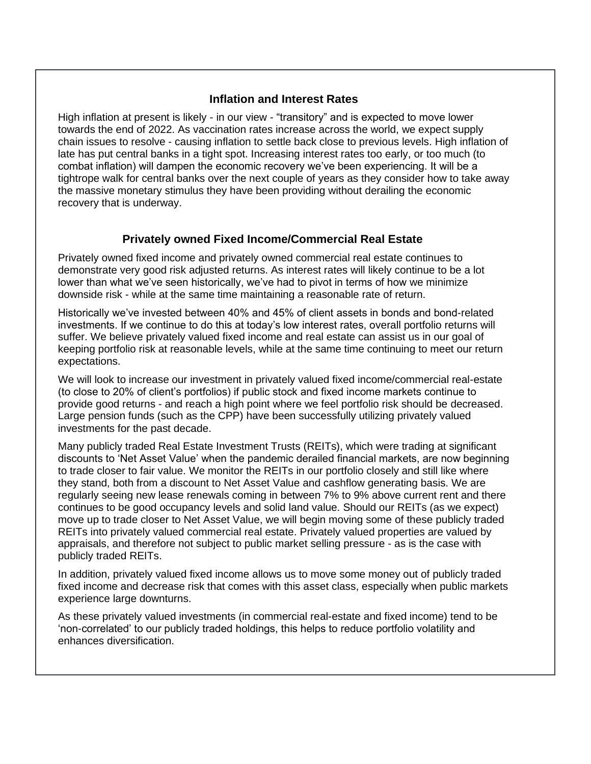## Inflation and Interest Rates

High inflation at present is likely - in our view - "transitory" and is expected to move lower towards the end of 2022. As vaccination rates increase across the world, we expect supply chain issues to resolve - causing inflation to settle back close to previous levels. High inflation of late has put central banks in a tight spot. Increasing interest rates too early, or too much (to combat inflation) will dampen the economic recovery we've been experiencing. It will be a tightrope walk for central banks over the next couple of years as they consider how to take away the massive monetary stimulus they have been providing without derailing the economic recovery that is underway.

## Privately owned Fixed Income/Commercial Real Estate

Privately owned fixed income and privately owned commercial real estate continues to demonstrate very good risk adjusted returns. As interest rates will likely continue to be a lot lower than what we've seen historically, we've had to pivot in terms of how we minimize downside risk - while at the same time maintaining a reasonable rate of return.

Historically we've invested between 40% and 45% of client assets in bonds and bond-related investments. If we continue to do this at today's low interest rates, overall portfolio returns will suffer. We believe privately valued fixed income and real estate can assist us in our goal of keeping portfolio risk at reasonable levels, while at the same time continuing to meet our return expectations.

We will look to increase our investment in privately valued fixed income/commercial real-estate (to close to 20% of client's portfolios) if public stock and fixed income markets continue to provide good returns - and reach a high point where we feel portfolio risk should be decreased. Large pension funds (such as the CPP) have been successfully utilizing privately valued investments for the past decade.

Many publicly traded Real Estate Investment Trusts (REITs), which were trading at significant discounts to 'Net Asset Value' when the pandemic derailed financial markets, are now beginning to trade closer to fair value. We monitor the REITs in our portfolio closely and still like where they stand, both from a discount to Net Asset Value and cashflow generating basis. We are regularly seeing new lease renewals coming in between 7% to 9% above current rent and there continues to be good occupancy levels and solid land value. Should our REITs (as we expect) move up to trade closer to Net Asset Value, we will begin moving some of these publicly traded REITs into privately valued commercial real estate. Privately valued properties are valued by appraisals, and therefore not subject to public market selling pressure - as is the case with publicly traded REITs.

In addition, privately valued fixed income allows us to move some money out of publicly traded fixed income and decrease risk that comes with this asset class, especially when public markets experience large downturns.

As these privately valued investments (in commercial real-estate and fixed income) tend to be 'non-correlated' to our publicly traded holdings, this helps to reduce portfolio volatility and enhances diversification.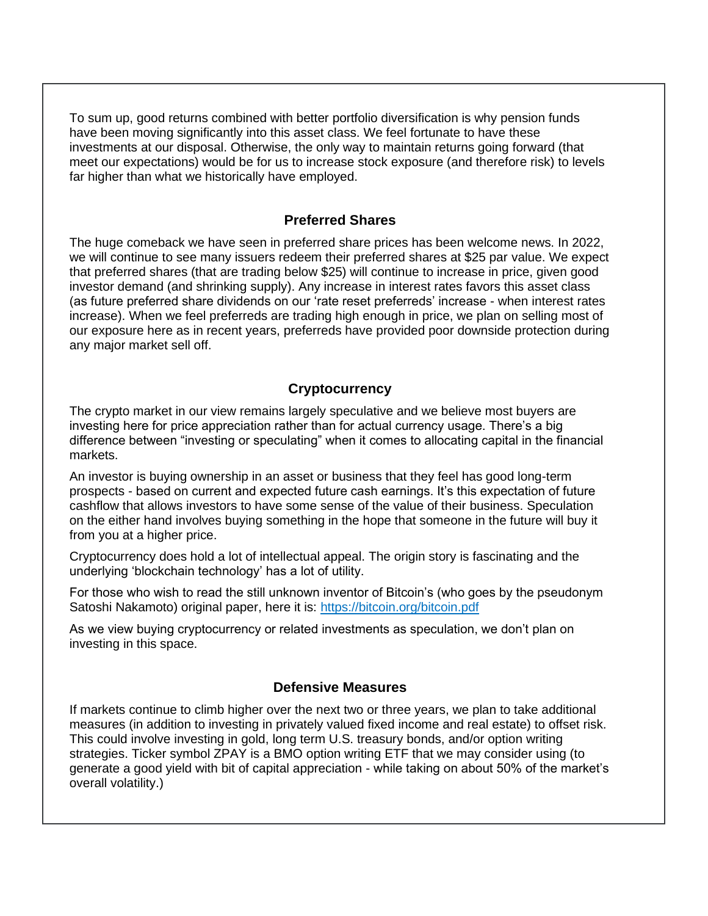To sum up, good returns combined with better portfolio diversification is why pension funds have been moving significantly into this asset class. We feel fortunate to have these investments at our disposal. Otherwise, the only way to maintain returns going forward (that meet our expectations) would be for us to increase stock exposure (and therefore risk) to levels far higher than what we historically have employed.

## Preferred Shares

The huge comeback we have seen in preferred share prices has been welcome news. In 2022, we will continue to see many issuers redeem their preferred shares at $25 par value. We expect that preferred shares (that are trading below $25) will continue to increase in price, given good investor demand (and shrinking supply). Any increase in interest rates favors this asset class (as future preferred share dividends on our 'rate reset preferreds' increase - when interest rates increase). When we feel preferreds are trading high enough in price, we plan on selling most of our exposure here as in recent years, preferreds have provided poor downside protection during any major market sell off.

## Cryptocurrency

The crypto market in our view remains largely speculative and we believe most buyers are investing here for price appreciation rather than for actual currency usage. There's a big difference between "investing or speculating" when it comes to allocating capital in the financial markets.

An investor is buying ownership in an asset or business that they feel has good long-term prospects - based on current and expected future cash earnings. It's this expectation of future cashflow that allows investors to have some sense of the value of their business. Speculation on the either hand involves buying something in the hope that someone in the future will buy it from you at a higher price.

Cryptocurrency does hold a lot of intellectual appeal. The origin story is fascinating and the underlying 'blockchain technology' has a lot of utility.

For those who wish to read the still unknown inventor of Bitcoin's (who goes by the pseudonym Satoshi Nakamoto) original paper, here it is: [https://bitcoin.org/bitcoin.pdf](https://bitcoin.org/bitcoin.pdf)

As we view buying cryptocurrency or related investments as speculation, we don't plan on investing in this space.

## Defensive Measures

If markets continue to climb higher over the next two or three years, we plan to take additional measures (in addition to investing in privately valued fixed income and real estate) to offset risk. This could involve investing in gold, long term U.S. treasury bonds, and/or option writing strategies. Ticker symbol ZPAY is a BMO option writing ETF that we may consider using (to generate a good yield with bit of capital appreciation - while taking on about 50% of the market's overall volatility.)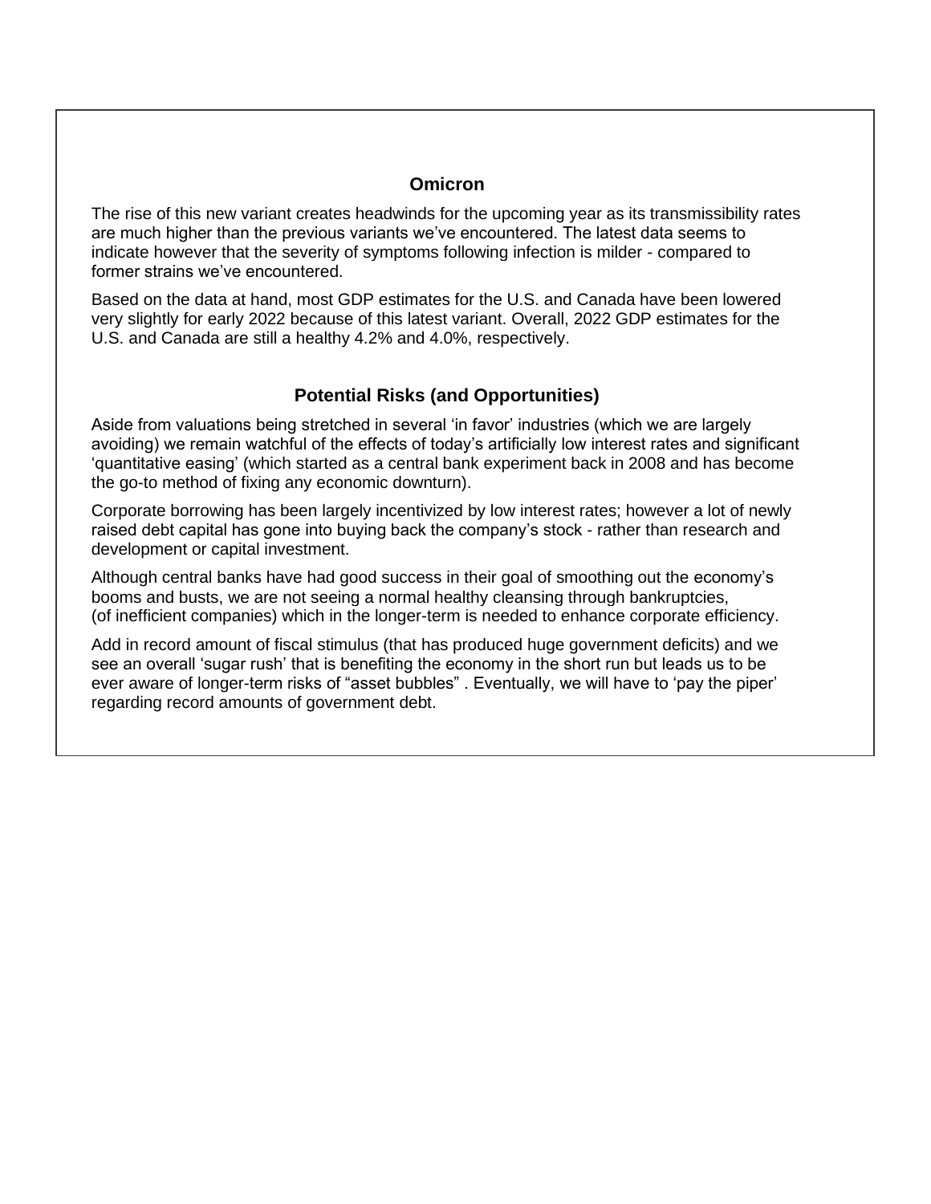## Omicron

The rise of this new variant creates headwinds for the upcoming year as its transmissibility rates are much higher than the previous variants we've encountered. The latest data seems to indicate however that the severity of symptoms following infection is milder - compared to former strains we've encountered.

Based on the data at hand, most GDP estimates for the U.S. and Canada have been lowered very slightly for early 2022 because of this latest variant. Overall, 2022 GDP estimates for the U.S. and Canada are still a healthy 4.2% and 4.0%, respectively.

## Potential Risks (and Opportunities)

Aside from valuations being stretched in several 'in favor' industries (which we are largely avoiding) we remain watchful of the effects of today's artificially low interest rates and significant 'quantitative easing' (which started as a central bank experiment back in 2008 and has become the go-to method of fixing any economic downturn).

Corporate borrowing has been largely incentivized by low interest rates; however a lot of newly raised debt capital has gone into buying back the company's stock - rather than research and development or capital investment.

Although central banks have had good success in their goal of smoothing out the economy's booms and busts, we are not seeing a normal healthy cleansing through bankruptcies, (of inefficient companies) which in the longer-term is needed to enhance corporate efficiency.

Add in record amount of fiscal stimulus (that has produced huge government deficits) and we see an overall 'sugar rush' that is benefiting the economy in the short run but leads us to be ever aware of longer-term risks of "asset bubbles" . Eventually, we will have to 'pay the piper' regarding record amounts of government debt.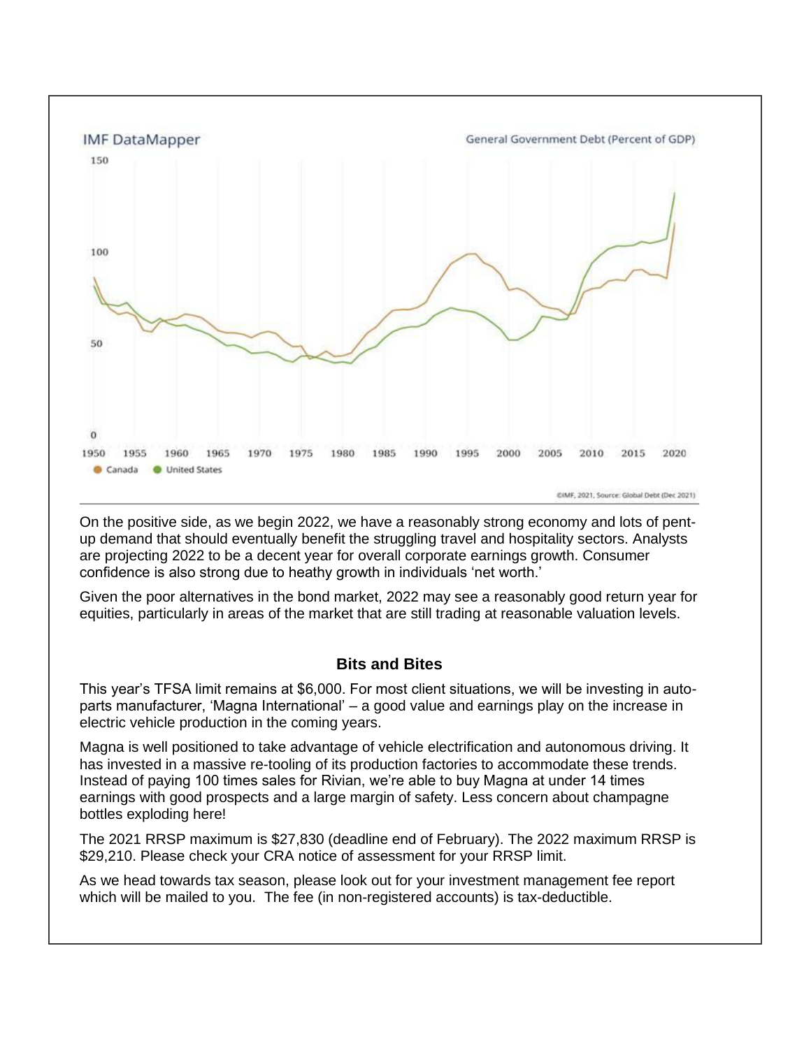IMF DataMapper

General Government Debt (Percent of GDP)

Canada · United States

©IMF, 2021, Source: Global Debt (Dec 2021)

On the positive side, as we begin 2022, we have a reasonably strong economy and lots of pent-up demand that should eventually benefit the struggling travel and hospitality sectors. Analysts are projecting 2022 to be a decent year for overall corporate earnings growth. Consumer confidence is also strong due to heathy growth in individuals 'net worth.'

Given the poor alternatives in the bond market, 2022 may see a reasonably good return year for equities, particularly in areas of the market that are still trading at reasonable valuation levels.

## Bits and Bites

This year's TFSA limit remains at $6,000. For most client situations, we will be investing in auto-parts manufacturer, 'Magna International' – a good value and earnings play on the increase in electric vehicle production in the coming years.

Magna is well positioned to take advantage of vehicle electrification and autonomous driving. It has invested in a massive re-tooling of its production factories to accommodate these trends. Instead of paying 100 times sales for Rivian, we're able to buy Magna at under 14 times earnings with good prospects and a large margin of safety. Less concern about champagne bottles exploding here!

The 2021 RRSP maximum is $27,830 (deadline end of February). The 2022 maximum RRSP is $29,210. Please check your CRA notice of assessment for your RRSP limit.

As we head towards tax season, please look out for your investment management fee report which will be mailed to you. The fee (in non-registered accounts) is tax-deductible.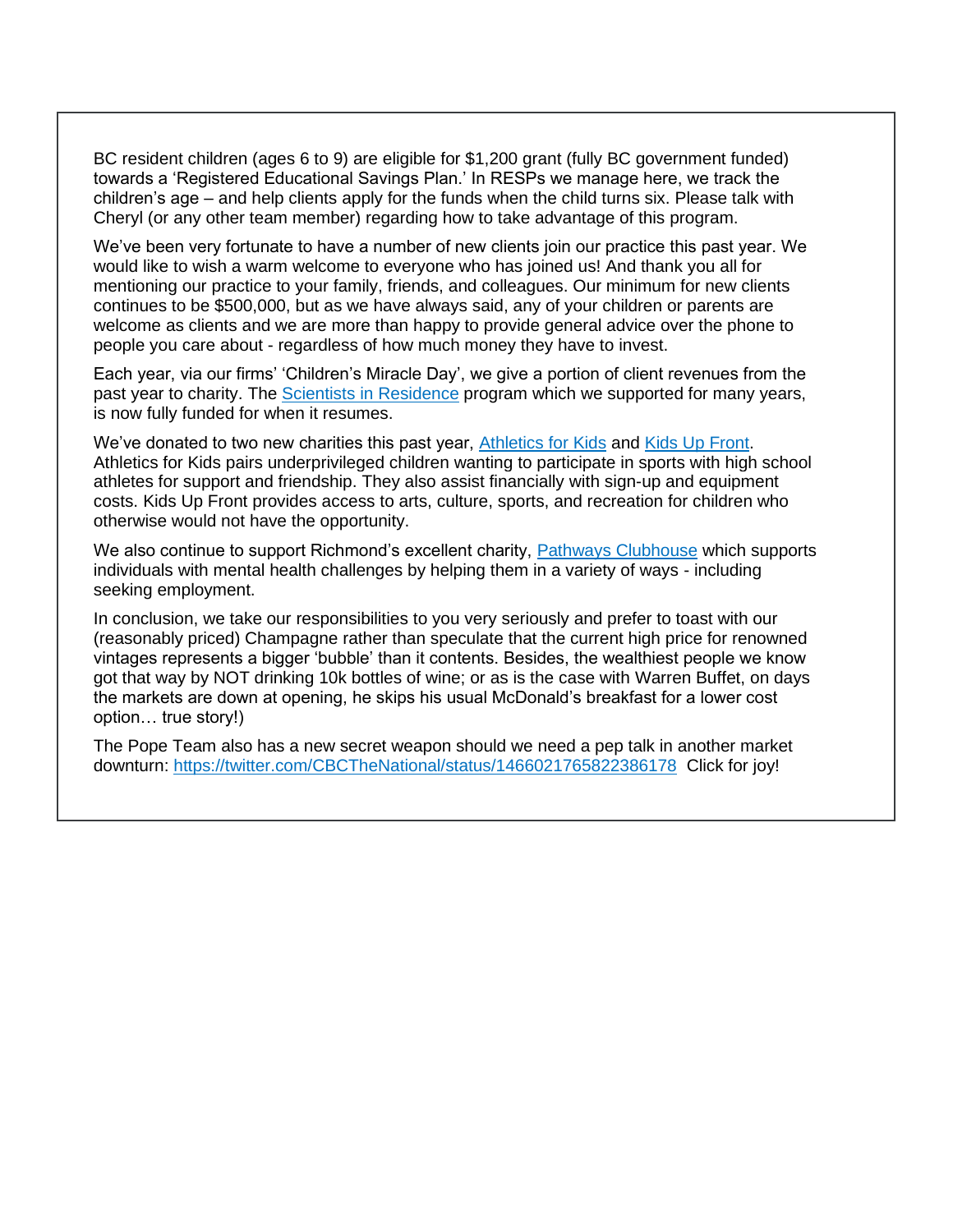BC resident children (ages 6 to 9) are eligible for $1,200 grant (fully BC government funded) towards a 'Registered Educational Savings Plan.' In RESPs we manage here, we track the children's age – and help clients apply for the funds when the child turns six. Please talk with Cheryl (or any other team member) regarding how to take advantage of this program.

We've been very fortunate to have a number of new clients join our practice this past year. We would like to wish a warm welcome to everyone who has joined us! And thank you all for mentioning our practice to your family, friends, and colleagues. Our minimum for new clients continues to be $500,000, but as we have always said, any of your children or parents are welcome as clients and we are more than happy to provide general advice over the phone to people you care about - regardless of how much money they have to invest.

Each year, via our firms' 'Children's Miracle Day', we give a portion of client revenues from the past year to charity. The [Scientists in Residence]() program which we supported for many years, is now fully funded for when it resumes.

We've donated to two new charities this past year, [Athletics for Kids]() and [Kids Up Front](). Athletics for Kids pairs underprivileged children wanting to participate in sports with high school athletes for support and friendship. They also assist financially with sign-up and equipment costs. Kids Up Front provides access to arts, culture, sports, and recreation for children who otherwise would not have the opportunity.

We also continue to support Richmond's excellent charity, [Pathways Clubhouse]() which supports individuals with mental health challenges by helping them in a variety of ways - including seeking employment.

In conclusion, we take our responsibilities to you very seriously and prefer to toast with our (reasonably priced) Champagne rather than speculate that the current high price for renowned vintages represents a bigger 'bubble' than it contents. Besides, the wealthiest people we know got that way by NOT drinking 10k bottles of wine; or as is the case with Warren Buffet, on days the markets are down at opening, he skips his usual McDonald's breakfast for a lower cost option… true story!)

The Pope Team also has a new secret weapon should we need a pep talk in another market downturn: [https://twitter.com/CBCTheNational/status/1466021765822386178](https://twitter.com/CBCTheNational/status/1466021765822386178) Click for joy!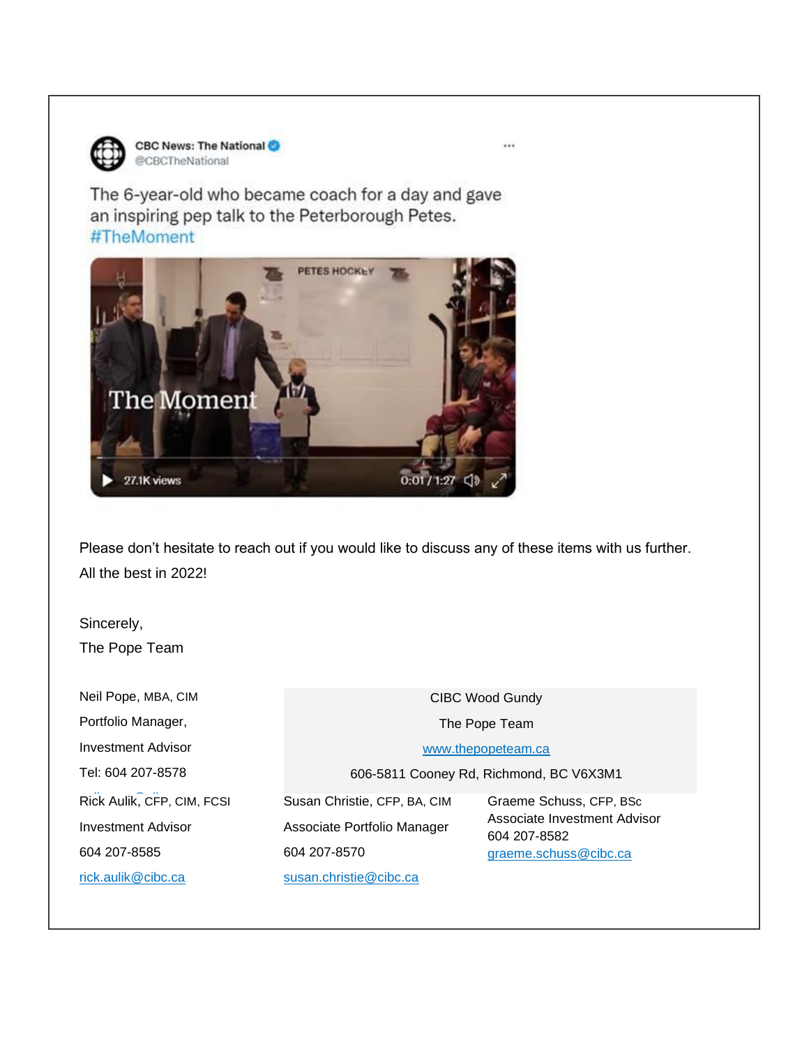CBC News: The National
@CBCTheNational

The 6-year-old who became coach for a day and gave an inspiring pep talk to the Peterborough Petes. #TheMoment

Please don't hesitate to reach out if you would like to discuss any of these items with us further. All the best in 2022!

Sincerely,
The Pope Team

Neil Pope, MBA, CIM
Portfolio Manager,
Investment Advisor
Tel: 604 207-8578

CIBC Wood Gundy
The Pope Team
www.thepopeteam.ca
606-5811 Cooney Rd, Richmond, BC V6X3M1

Rick Aulik, CFP, CIM, FCSI
Investment Advisor
604 207-8585
rick.aulik@cibc.ca

Susan Christie, CFP, BA, CIM
Associate Portfolio Manager
604 207-8570
susan.christie@cibc.ca

Graeme Schuss, CFP, BSc
Associate Investment Advisor
604 207-8582
graeme.schuss@cibc.ca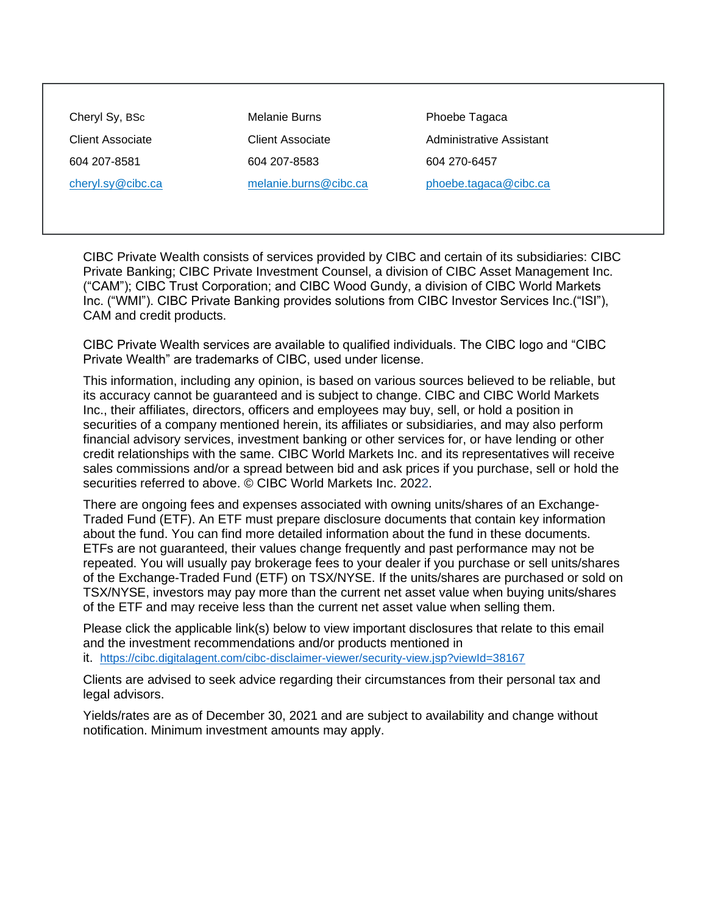| | | |
|---|---|---|
| Cheryl Sy, BSc | Melanie Burns | Phoebe Tagaca |
| Client Associate | Client Associate | Administrative Assistant |
| 604 207-8581 | 604 207-8583 | 604 270-6457 |
| cheryl.sy@cibc.ca | melanie.burns@cibc.ca | phoebe.tagaca@cibc.ca |

CIBC Private Wealth consists of services provided by CIBC and certain of its subsidiaries: CIBC Private Banking; CIBC Private Investment Counsel, a division of CIBC Asset Management Inc. ("CAM"); CIBC Trust Corporation; and CIBC Wood Gundy, a division of CIBC World Markets Inc. ("WMI"). CIBC Private Banking provides solutions from CIBC Investor Services Inc.("ISI"), CAM and credit products.

CIBC Private Wealth services are available to qualified individuals. The CIBC logo and "CIBC Private Wealth" are trademarks of CIBC, used under license.

This information, including any opinion, is based on various sources believed to be reliable, but its accuracy cannot be guaranteed and is subject to change. CIBC and CIBC World Markets Inc., their affiliates, directors, officers and employees may buy, sell, or hold a position in securities of a company mentioned herein, its affiliates or subsidiaries, and may also perform financial advisory services, investment banking or other services for, or have lending or other credit relationships with the same. CIBC World Markets Inc. and its representatives will receive sales commissions and/or a spread between bid and ask prices if you purchase, sell or hold the securities referred to above. © CIBC World Markets Inc. 2022.

There are ongoing fees and expenses associated with owning units/shares of an Exchange-Traded Fund (ETF). An ETF must prepare disclosure documents that contain key information about the fund. You can find more detailed information about the fund in these documents. ETFs are not guaranteed, their values change frequently and past performance may not be repeated. You will usually pay brokerage fees to your dealer if you purchase or sell units/shares of the Exchange-Traded Fund (ETF) on TSX/NYSE. If the units/shares are purchased or sold on TSX/NYSE, investors may pay more than the current net asset value when buying units/shares of the ETF and may receive less than the current net asset value when selling them.

Please click the applicable link(s) below to view important disclosures that relate to this email and the investment recommendations and/or products mentioned in it. https://cibc.digitalagent.com/cibc-disclaimer-viewer/security-view.jsp?viewId=38167

Clients are advised to seek advice regarding their circumstances from their personal tax and legal advisors.

Yields/rates are as of December 30, 2021 and are subject to availability and change without notification. Minimum investment amounts may apply.